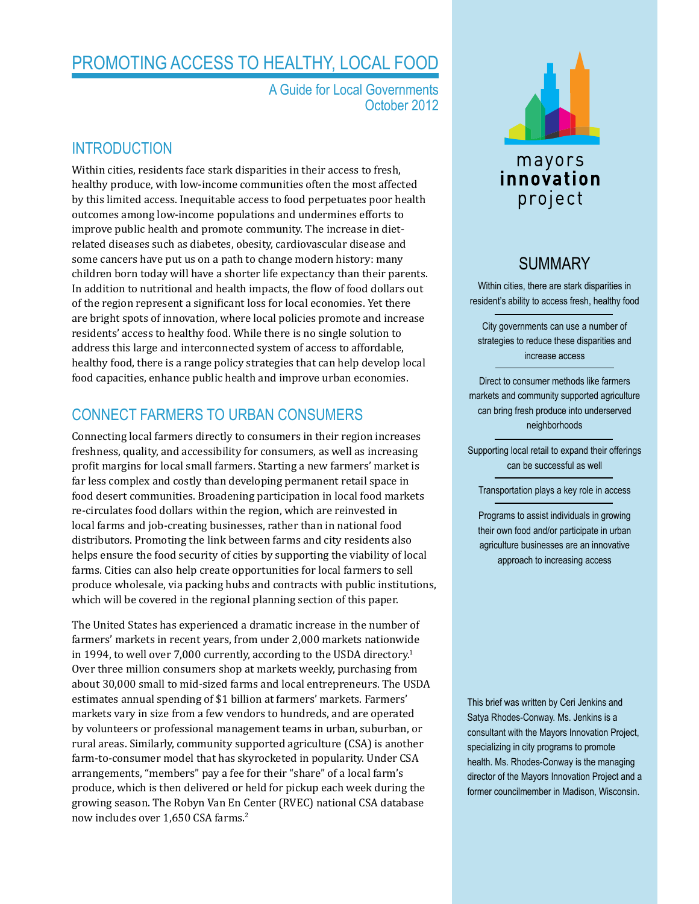# PROMOTING ACCESS TO HEALTHY, LOCAL FOOD

A Guide for Local Governments
October 2012

## INTRODUCTION

Within cities, residents face stark disparities in their access to fresh, healthy produce, with low-income communities often the most affected by this limited access. Inequitable access to food perpetuates poor health outcomes among low-income populations and undermines efforts to improve public health and promote community. The increase in diet-related diseases such as diabetes, obesity, cardiovascular disease and some cancers have put us on a path to change modern history: many children born today will have a shorter life expectancy than their parents. In addition to nutritional and health impacts, the flow of food dollars out of the region represent a significant loss for local economies. Yet there are bright spots of innovation, where local policies promote and increase residents' access to healthy food. While there is no single solution to address this large and interconnected system of access to affordable, healthy food, there is a range policy strategies that can help develop local food capacities, enhance public health and improve urban economies.

## CONNECT FARMERS TO URBAN CONSUMERS

Connecting local farmers directly to consumers in their region increases freshness, quality, and accessibility for consumers, as well as increasing profit margins for local small farmers. Starting a new farmers' market is far less complex and costly than developing permanent retail space in food desert communities. Broadening participation in local food markets re-circulates food dollars within the region, which are reinvested in local farms and job-creating businesses, rather than in national food distributors. Promoting the link between farms and city residents also helps ensure the food security of cities by supporting the viability of local farms. Cities can also help create opportunities for local farmers to sell produce wholesale, via packing hubs and contracts with public institutions, which will be covered in the regional planning section of this paper.

The United States has experienced a dramatic increase in the number of farmers' markets in recent years, from under 2,000 markets nationwide in 1994, to well over 7,000 currently, according to the USDA directory.[1] Over three million consumers shop at markets weekly, purchasing from about 30,000 small to mid-sized farms and local entrepreneurs. The USDA estimates annual spending of $1 billion at farmers' markets. Farmers' markets vary in size from a few vendors to hundreds, and are operated by volunteers or professional management teams in urban, suburban, or rural areas. Similarly, community supported agriculture (CSA) is another farm-to-consumer model that has skyrocketed in popularity. Under CSA arrangements, "members" pay a fee for their "share" of a local farm's produce, which is then delivered or held for pickup each week during the growing season. The Robyn Van En Center (RVEC) national CSA database now includes over 1,650 CSA farms.[2]

mayors **innovation** project

## SUMMARY

Within cities, there are stark disparities in resident's ability to access fresh, healthy food

City governments can use a number of strategies to reduce these disparities and increase access

Direct to consumer methods like farmers markets and community supported agriculture can bring fresh produce into underserved neighborhoods

Supporting local retail to expand their offerings can be successful as well

Transportation plays a key role in access

Programs to assist individuals in growing their own food and/or participate in urban agriculture businesses are an innovative approach to increasing access

This brief was written by Ceri Jenkins and Satya Rhodes-Conway. Ms. Jenkins is a consultant with the Mayors Innovation Project, specializing in city programs to promote health. Ms. Rhodes-Conway is the managing director of the Mayors Innovation Project and a former councilmember in Madison, Wisconsin.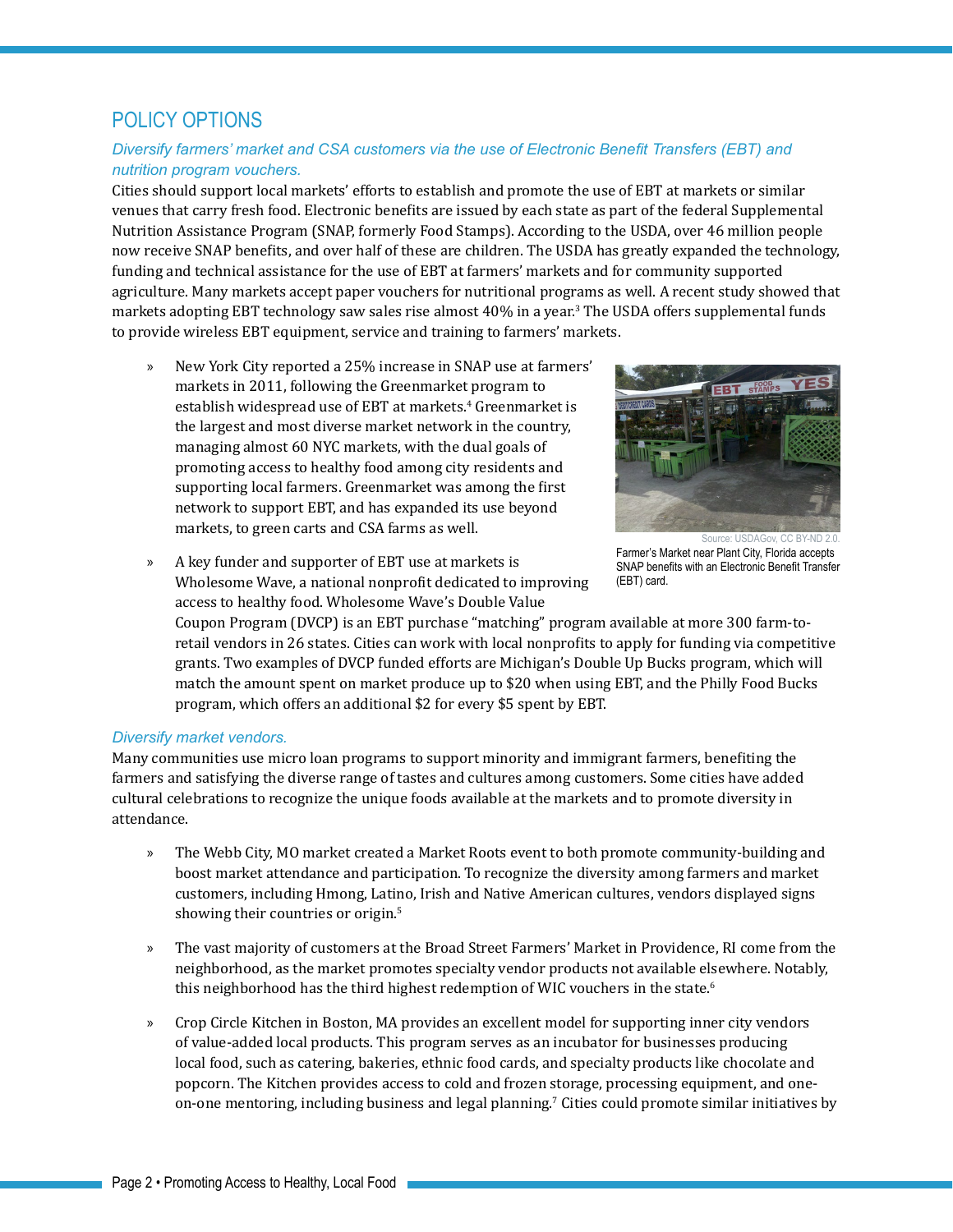## POLICY OPTIONS

### *Diversify farmers' market and CSA customers via the use of Electronic Benefit Transfers (EBT) and nutrition program vouchers.*

Cities should support local markets' efforts to establish and promote the use of EBT at markets or similar venues that carry fresh food. Electronic benefits are issued by each state as part of the federal Supplemental Nutrition Assistance Program (SNAP, formerly Food Stamps). According to the USDA, over 46 million people now receive SNAP benefits, and over half of these are children. The USDA has greatly expanded the technology, funding and technical assistance for the use of EBT at farmers' markets and for community supported agriculture. Many markets accept paper vouchers for nutritional programs as well. A recent study showed that markets adopting EBT technology saw sales rise almost 40% in a year.[3] The USDA offers supplemental funds to provide wireless EBT equipment, service and training to farmers' markets.

- New York City reported a 25% increase in SNAP use at farmers' markets in 2011, following the Greenmarket program to establish widespread use of EBT at markets.[4] Greenmarket is the largest and most diverse market network in the country, managing almost 60 NYC markets, with the dual goals of promoting access to healthy food among city residents and supporting local farmers. Greenmarket was among the first network to support EBT, and has expanded its use beyond markets, to green carts and CSA farms as well.

- A key funder and supporter of EBT use at markets is Wholesome Wave, a national nonprofit dedicated to improving access to healthy food. Wholesome Wave's Double Value Coupon Program (DVCP) is an EBT purchase "matching" program available at more 300 farm-to-retail vendors in 26 states. Cities can work with local nonprofits to apply for funding via competitive grants. Two examples of DVCP funded efforts are Michigan's Double Up Bucks program, which will match the amount spent on market produce up to $20 when using EBT, and the Philly Food Bucks program, which offers an additional $2 for every $5 spent by EBT.

Source: USDAGov, CC BY-ND 2.0.

Farmer's Market near Plant City, Florida accepts SNAP benefits with an Electronic Benefit Transfer (EBT) card.

### *Diversify market vendors.*

Many communities use micro loan programs to support minority and immigrant farmers, benefiting the farmers and satisfying the diverse range of tastes and cultures among customers. Some cities have added cultural celebrations to recognize the unique foods available at the markets and to promote diversity in attendance.

- The Webb City, MO market created a Market Roots event to both promote community-building and boost market attendance and participation. To recognize the diversity among farmers and market customers, including Hmong, Latino, Irish and Native American cultures, vendors displayed signs showing their countries or origin.[5]

- The vast majority of customers at the Broad Street Farmers' Market in Providence, RI come from the neighborhood, as the market promotes specialty vendor products not available elsewhere. Notably, this neighborhood has the third highest redemption of WIC vouchers in the state.[6]

- Crop Circle Kitchen in Boston, MA provides an excellent model for supporting inner city vendors of value-added local products. This program serves as an incubator for businesses producing local food, such as catering, bakeries, ethnic food cards, and specialty products like chocolate and popcorn. The Kitchen provides access to cold and frozen storage, processing equipment, and one-on-one mentoring, including business and legal planning.[7] Cities could promote similar initiatives by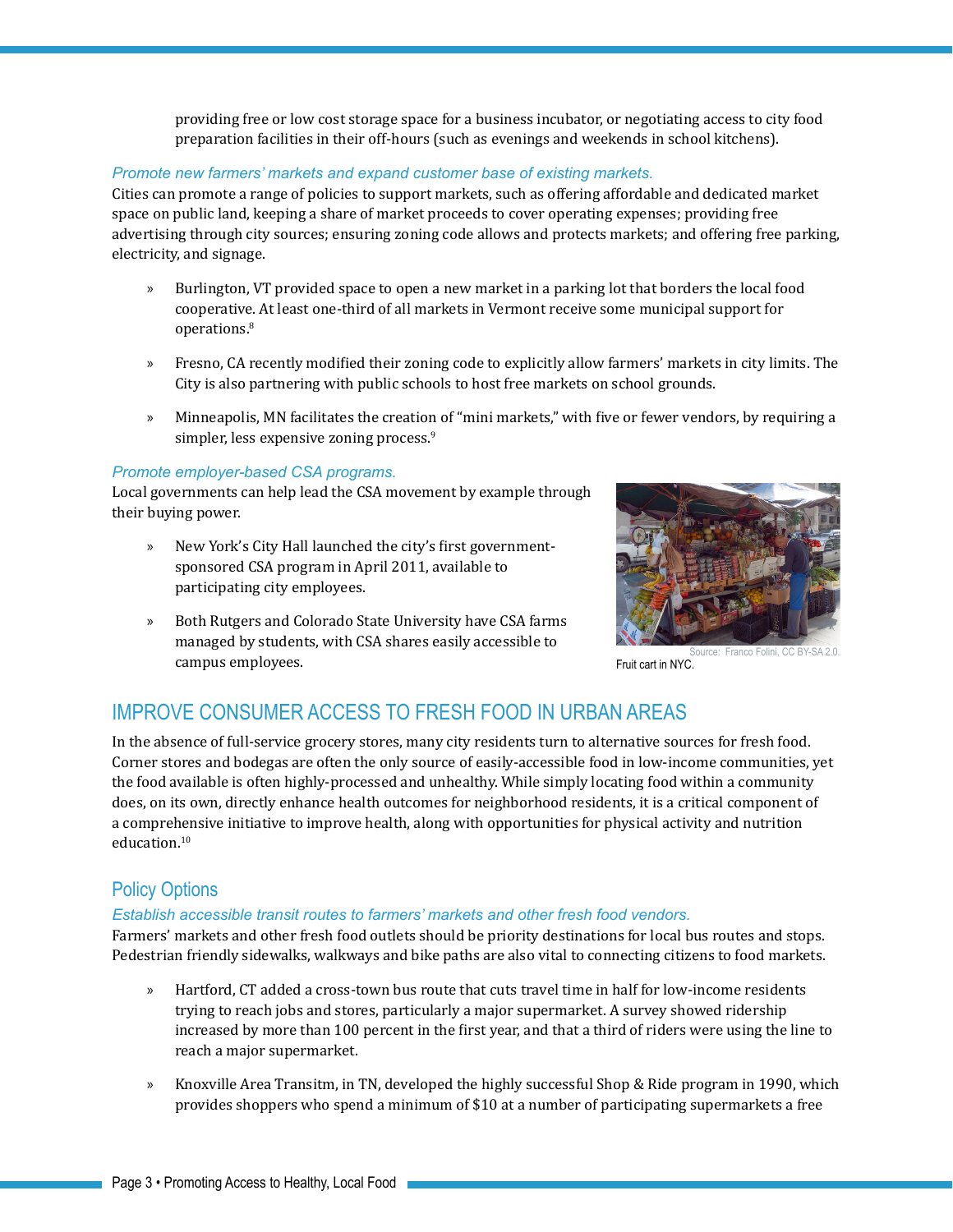providing free or low cost storage space for a business incubator, or negotiating access to city food preparation facilities in their off-hours (such as evenings and weekends in school kitchens).

*Promote new farmers' markets and expand customer base of existing markets.*

Cities can promote a range of policies to support markets, such as offering affordable and dedicated market space on public land, keeping a share of market proceeds to cover operating expenses; providing free advertising through city sources; ensuring zoning code allows and protects markets; and offering free parking, electricity, and signage.

» Burlington, VT provided space to open a new market in a parking lot that borders the local food cooperative. At least one-third of all markets in Vermont receive some municipal support for operations.[8]

» Fresno, CA recently modified their zoning code to explicitly allow farmers' markets in city limits. The City is also partnering with public schools to host free markets on school grounds.

» Minneapolis, MN facilitates the creation of "mini markets," with five or fewer vendors, by requiring a simpler, less expensive zoning process.[9]

*Promote employer-based CSA programs.*

Local governments can help lead the CSA movement by example through their buying power.

» New York's City Hall launched the city's first government-sponsored CSA program in April 2011, available to participating city employees.

» Both Rutgers and Colorado State University have CSA farms managed by students, with CSA shares easily accessible to campus employees.

Source: Franco Folini, CC BY-SA 2.0.

Fruit cart in NYC.

## IMPROVE CONSUMER ACCESS TO FRESH FOOD IN URBAN AREAS

In the absence of full-service grocery stores, many city residents turn to alternative sources for fresh food. Corner stores and bodegas are often the only source of easily-accessible food in low-income communities, yet the food available is often highly-processed and unhealthy. While simply locating food within a community does, on its own, directly enhance health outcomes for neighborhood residents, it is a critical component of a comprehensive initiative to improve health, along with opportunities for physical activity and nutrition education.[10]

### Policy Options

*Establish accessible transit routes to farmers' markets and other fresh food vendors.*

Farmers' markets and other fresh food outlets should be priority destinations for local bus routes and stops. Pedestrian friendly sidewalks, walkways and bike paths are also vital to connecting citizens to food markets.

» Hartford, CT added a cross-town bus route that cuts travel time in half for low-income residents trying to reach jobs and stores, particularly a major supermarket. A survey showed ridership increased by more than 100 percent in the first year, and that a third of riders were using the line to reach a major supermarket.

» Knoxville Area Transitm, in TN, developed the highly successful Shop & Ride program in 1990, which provides shoppers who spend a minimum of $10 at a number of participating supermarkets a free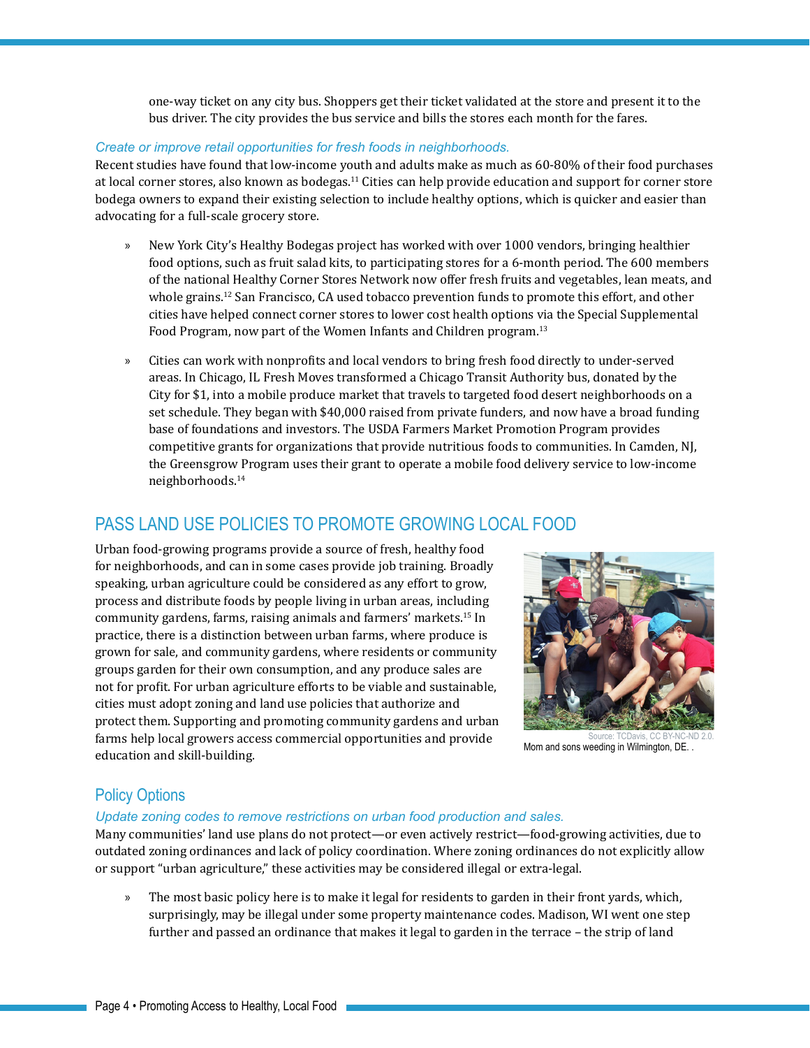one-way ticket on any city bus. Shoppers get their ticket validated at the store and present it to the bus driver. The city provides the bus service and bills the stores each month for the fares.

*Create or improve retail opportunities for fresh foods in neighborhoods.*

Recent studies have found that low-income youth and adults make as much as 60-80% of their food purchases at local corner stores, also known as bodegas.[11] Cities can help provide education and support for corner store bodega owners to expand their existing selection to include healthy options, which is quicker and easier than advocating for a full-scale grocery store.

- New York City's Healthy Bodegas project has worked with over 1000 vendors, bringing healthier food options, such as fruit salad kits, to participating stores for a 6-month period. The 600 members of the national Healthy Corner Stores Network now offer fresh fruits and vegetables, lean meats, and whole grains.[12] San Francisco, CA used tobacco prevention funds to promote this effort, and other cities have helped connect corner stores to lower cost health options via the Special Supplemental Food Program, now part of the Women Infants and Children program.[13]

- Cities can work with nonprofits and local vendors to bring fresh food directly to under-served areas. In Chicago, IL Fresh Moves transformed a Chicago Transit Authority bus, donated by the City for $1, into a mobile produce market that travels to targeted food desert neighborhoods on a set schedule. They began with $40,000 raised from private funders, and now have a broad funding base of foundations and investors. The USDA Farmers Market Promotion Program provides competitive grants for organizations that provide nutritious foods to communities. In Camden, NJ, the Greensgrow Program uses their grant to operate a mobile food delivery service to low-income neighborhoods.[14]

## PASS LAND USE POLICIES TO PROMOTE GROWING LOCAL FOOD

Urban food-growing programs provide a source of fresh, healthy food for neighborhoods, and can in some cases provide job training. Broadly speaking, urban agriculture could be considered as any effort to grow, process and distribute foods by people living in urban areas, including community gardens, farms, raising animals and farmers' markets.[15] In practice, there is a distinction between urban farms, where produce is grown for sale, and community gardens, where residents or community groups garden for their own consumption, and any produce sales are not for profit. For urban agriculture efforts to be viable and sustainable, cities must adopt zoning and land use policies that authorize and protect them. Supporting and promoting community gardens and urban farms help local growers access commercial opportunities and provide education and skill-building.

Source: TCDavis, CC BY-NC-ND 2.0.
Mom and sons weeding in Wilmington, DE. .

### Policy Options

*Update zoning codes to remove restrictions on urban food production and sales.*

Many communities' land use plans do not protect—or even actively restrict—food-growing activities, due to outdated zoning ordinances and lack of policy coordination. Where zoning ordinances do not explicitly allow or support "urban agriculture," these activities may be considered illegal or extra-legal.

- The most basic policy here is to make it legal for residents to garden in their front yards, which, surprisingly, may be illegal under some property maintenance codes. Madison, WI went one step further and passed an ordinance that makes it legal to garden in the terrace – the strip of land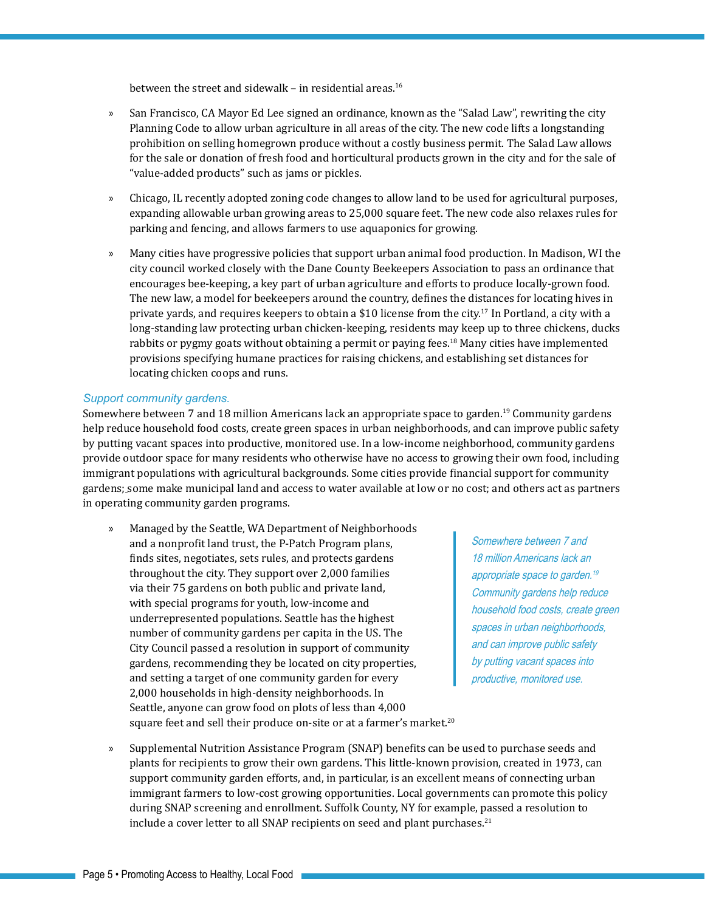between the street and sidewalk – in residential areas.[16]

- San Francisco, CA Mayor Ed Lee signed an ordinance, known as the "Salad Law", rewriting the city Planning Code to allow urban agriculture in all areas of the city. The new code lifts a longstanding prohibition on selling homegrown produce without a costly business permit. The Salad Law allows for the sale or donation of fresh food and horticultural products grown in the city and for the sale of "value-added products" such as jams or pickles.

- Chicago, IL recently adopted zoning code changes to allow land to be used for agricultural purposes, expanding allowable urban growing areas to 25,000 square feet. The new code also relaxes rules for parking and fencing, and allows farmers to use aquaponics for growing.

- Many cities have progressive policies that support urban animal food production. In Madison, WI the city council worked closely with the Dane County Beekeepers Association to pass an ordinance that encourages bee-keeping, a key part of urban agriculture and efforts to produce locally-grown food. The new law, a model for beekeepers around the country, defines the distances for locating hives in private yards, and requires keepers to obtain a $10 license from the city.[17] In Portland, a city with a long-standing law protecting urban chicken-keeping, residents may keep up to three chickens, ducks rabbits or pygmy goats without obtaining a permit or paying fees.[18] Many cities have implemented provisions specifying humane practices for raising chickens, and establishing set distances for locating chicken coops and runs.

### *Support community gardens.*

Somewhere between 7 and 18 million Americans lack an appropriate space to garden.[19] Community gardens help reduce household food costs, create green spaces in urban neighborhoods, and can improve public safety by putting vacant spaces into productive, monitored use. In a low-income neighborhood, community gardens provide outdoor space for many residents who otherwise have no access to growing their own food, including immigrant populations with agricultural backgrounds. Some cities provide financial support for community gardens; some make municipal land and access to water available at low or no cost; and others act as partners in operating community garden programs.

- Managed by the Seattle, WA Department of Neighborhoods and a nonprofit land trust, the P-Patch Program plans, finds sites, negotiates, sets rules, and protects gardens throughout the city. They support over 2,000 families via their 75 gardens on both public and private land, with special programs for youth, low-income and underrepresented populations. Seattle has the highest number of community gardens per capita in the US. The City Council passed a resolution in support of community gardens, recommending they be located on city properties, and setting a target of one community garden for every 2,000 households in high-density neighborhoods. In Seattle, anyone can grow food on plots of less than 4,000 square feet and sell their produce on-site or at a farmer's market.[20]

> *Somewhere between 7 and 18 million Americans lack an appropriate space to garden.[19] Community gardens help reduce household food costs, create green spaces in urban neighborhoods, and can improve public safety by putting vacant spaces into productive, monitored use.*

- Supplemental Nutrition Assistance Program (SNAP) benefits can be used to purchase seeds and plants for recipients to grow their own gardens. This little-known provision, created in 1973, can support community garden efforts, and, in particular, is an excellent means of connecting urban immigrant farmers to low-cost growing opportunities. Local governments can promote this policy during SNAP screening and enrollment. Suffolk County, NY for example, passed a resolution to include a cover letter to all SNAP recipients on seed and plant purchases.[21]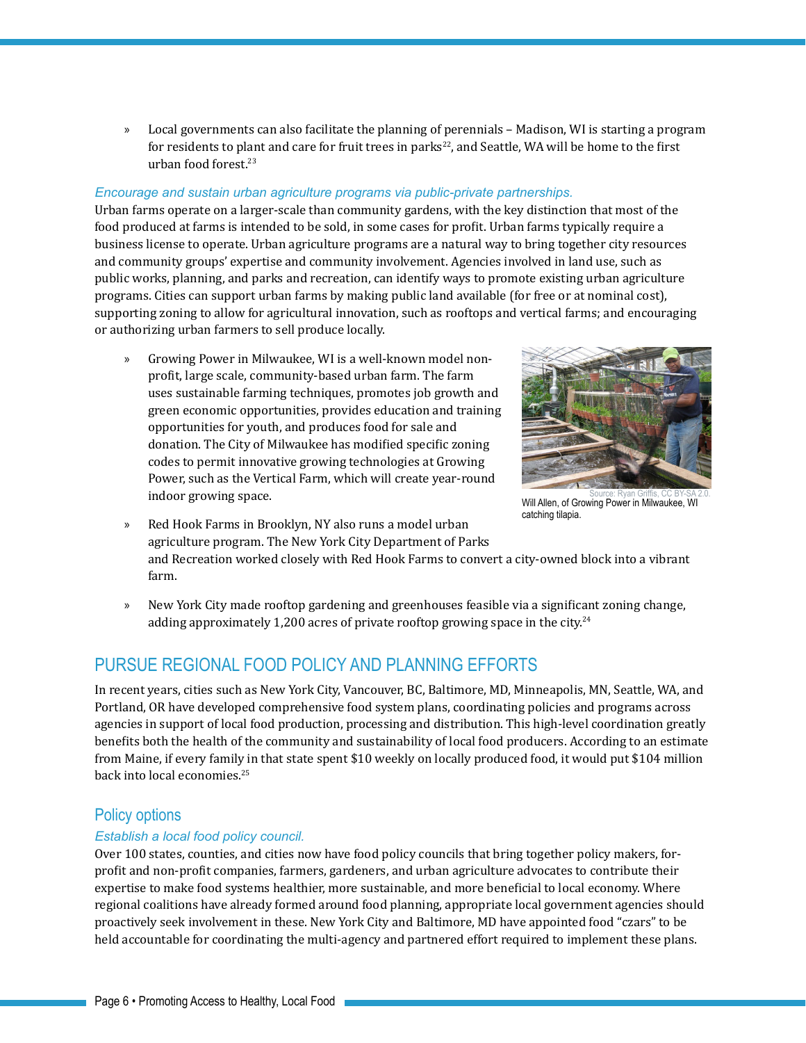- Local governments can also facilitate the planning of perennials – Madison, WI is starting a program for residents to plant and care for fruit trees in parks[22], and Seattle, WA will be home to the first urban food forest.[23]

*Encourage and sustain urban agriculture programs via public-private partnerships.*

Urban farms operate on a larger-scale than community gardens, with the key distinction that most of the food produced at farms is intended to be sold, in some cases for profit. Urban farms typically require a business license to operate. Urban agriculture programs are a natural way to bring together city resources and community groups' expertise and community involvement. Agencies involved in land use, such as public works, planning, and parks and recreation, can identify ways to promote existing urban agriculture programs. Cities can support urban farms by making public land available (for free or at nominal cost), supporting zoning to allow for agricultural innovation, such as rooftops and vertical farms; and encouraging or authorizing urban farmers to sell produce locally.

- Growing Power in Milwaukee, WI is a well-known model non-profit, large scale, community-based urban farm. The farm uses sustainable farming techniques, promotes job growth and green economic opportunities, provides education and training opportunities for youth, and produces food for sale and donation. The City of Milwaukee has modified specific zoning codes to permit innovative growing technologies at Growing Power, such as the Vertical Farm, which will create year-round indoor growing space.

Source: Ryan Griffis, CC BY-SA 2.0.
Will Allen, of Growing Power in Milwaukee, WI catching tilapia.

- Red Hook Farms in Brooklyn, NY also runs a model urban agriculture program. The New York City Department of Parks and Recreation worked closely with Red Hook Farms to convert a city-owned block into a vibrant farm.

- New York City made rooftop gardening and greenhouses feasible via a significant zoning change, adding approximately 1,200 acres of private rooftop growing space in the city.[24]

## PURSUE REGIONAL FOOD POLICY AND PLANNING EFFORTS

In recent years, cities such as New York City, Vancouver, BC, Baltimore, MD, Minneapolis, MN, Seattle, WA, and Portland, OR have developed comprehensive food system plans, coordinating policies and programs across agencies in support of local food production, processing and distribution. This high-level coordination greatly benefits both the health of the community and sustainability of local food producers. According to an estimate from Maine, if every family in that state spent $10 weekly on locally produced food, it would put $104 million back into local economies.[25]

### Policy options

*Establish a local food policy council.*

Over 100 states, counties, and cities now have food policy councils that bring together policy makers, for-profit and non-profit companies, farmers, gardeners, and urban agriculture advocates to contribute their expertise to make food systems healthier, more sustainable, and more beneficial to local economy. Where regional coalitions have already formed around food planning, appropriate local government agencies should proactively seek involvement in these. New York City and Baltimore, MD have appointed food "czars" to be held accountable for coordinating the multi-agency and partnered effort required to implement these plans.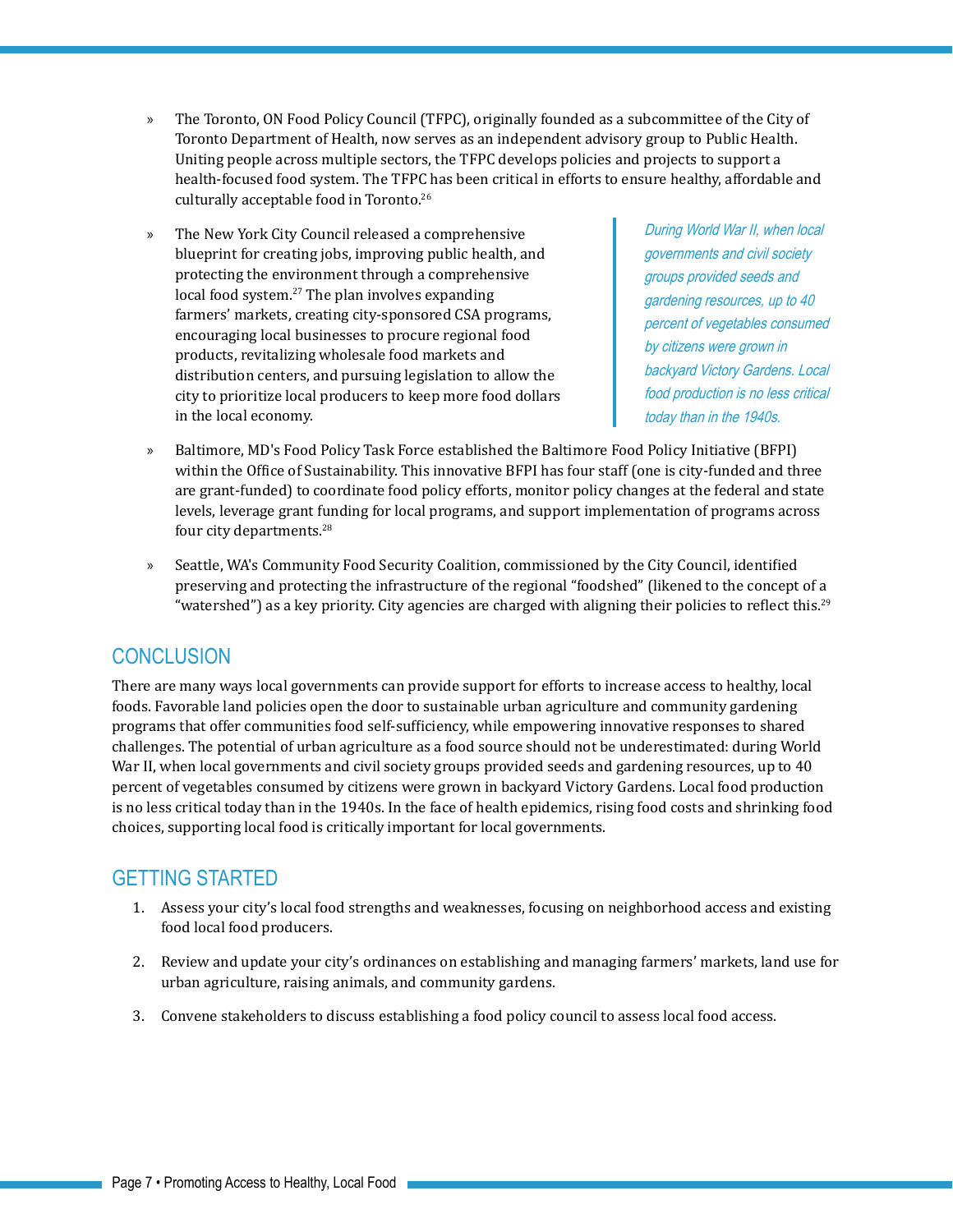- The Toronto, ON Food Policy Council (TFPC), originally founded as a subcommittee of the City of Toronto Department of Health, now serves as an independent advisory group to Public Health. Uniting people across multiple sectors, the TFPC develops policies and projects to support a health-focused food system. The TFPC has been critical in efforts to ensure healthy, affordable and culturally acceptable food in Toronto.[26]

- The New York City Council released a comprehensive blueprint for creating jobs, improving public health, and protecting the environment through a comprehensive local food system.[27] The plan involves expanding farmers' markets, creating city-sponsored CSA programs, encouraging local businesses to procure regional food products, revitalizing wholesale food markets and distribution centers, and pursuing legislation to allow the city to prioritize local producers to keep more food dollars in the local economy.

> *During World War II, when local governments and civil society groups provided seeds and gardening resources, up to 40 percent of vegetables consumed by citizens were grown in backyard Victory Gardens. Local food production is no less critical today than in the 1940s.*

- Baltimore, MD's Food Policy Task Force established the Baltimore Food Policy Initiative (BFPI) within the Office of Sustainability. This innovative BFPI has four staff (one is city-funded and three are grant-funded) to coordinate food policy efforts, monitor policy changes at the federal and state levels, leverage grant funding for local programs, and support implementation of programs across four city departments.[28]

- Seattle, WA's Community Food Security Coalition, commissioned by the City Council, identified preserving and protecting the infrastructure of the regional "foodshed" (likened to the concept of a "watershed") as a key priority. City agencies are charged with aligning their policies to reflect this.[29]

## CONCLUSION

There are many ways local governments can provide support for efforts to increase access to healthy, local foods. Favorable land policies open the door to sustainable urban agriculture and community gardening programs that offer communities food self-sufficiency, while empowering innovative responses to shared challenges. The potential of urban agriculture as a food source should not be underestimated: during World War II, when local governments and civil society groups provided seeds and gardening resources, up to 40 percent of vegetables consumed by citizens were grown in backyard Victory Gardens. Local food production is no less critical today than in the 1940s. In the face of health epidemics, rising food costs and shrinking food choices, supporting local food is critically important for local governments.

## GETTING STARTED

1. Assess your city's local food strengths and weaknesses, focusing on neighborhood access and existing food local food producers.
2. Review and update your city's ordinances on establishing and managing farmers' markets, land use for urban agriculture, raising animals, and community gardens.
3. Convene stakeholders to discuss establishing a food policy council to assess local food access.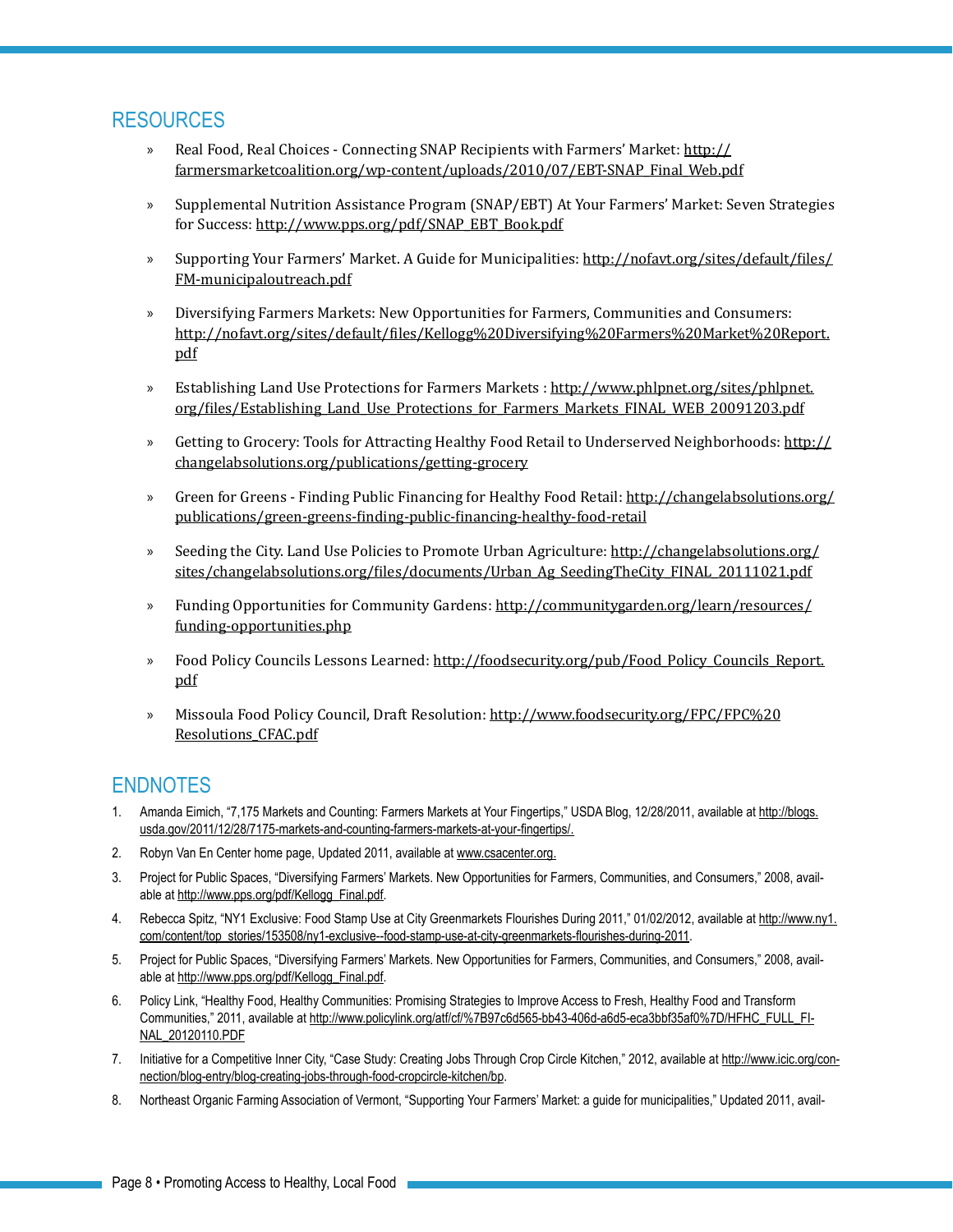## RESOURCES

- Real Food, Real Choices - Connecting SNAP Recipients with Farmers' Market: http://farmersmarketcoalition.org/wp-content/uploads/2010/07/EBT-SNAP_Final_Web.pdf
- Supplemental Nutrition Assistance Program (SNAP/EBT) At Your Farmers' Market: Seven Strategies for Success: http://www.pps.org/pdf/SNAP_EBT_Book.pdf
- Supporting Your Farmers' Market. A Guide for Municipalities: http://nofavt.org/sites/default/files/FM-municipaloutreach.pdf
- Diversifying Farmers Markets: New Opportunities for Farmers, Communities and Consumers: http://nofavt.org/sites/default/files/Kellogg%20Diversifying%20Farmers%20Market%20Report.pdf
- Establishing Land Use Protections for Farmers Markets : http://www.phlpnet.org/sites/phlpnet.org/files/Establishing_Land_Use_Protections_for_Farmers_Markets_FINAL_WEB_20091203.pdf
- Getting to Grocery: Tools for Attracting Healthy Food Retail to Underserved Neighborhoods: http://changelabsolutions.org/publications/getting-grocery
- Green for Greens - Finding Public Financing for Healthy Food Retail: http://changelabsolutions.org/publications/green-greens-finding-public-financing-healthy-food-retail
- Seeding the City. Land Use Policies to Promote Urban Agriculture: http://changelabsolutions.org/sites/changelabsolutions.org/files/documents/Urban_Ag_SeedingTheCity_FINAL_20111021.pdf
- Funding Opportunities for Community Gardens: http://communitygarden.org/learn/resources/funding-opportunities.php
- Food Policy Councils Lessons Learned: http://foodsecurity.org/pub/Food_Policy_Councils_Report.pdf
- Missoula Food Policy Council, Draft Resolution: http://www.foodsecurity.org/FPC/FPC%20Resolutions_CFAC.pdf

## ENDNOTES

1. Amanda Eimich, "7,175 Markets and Counting: Farmers Markets at Your Fingertips," USDA Blog, 12/28/2011, available at http://blogs.usda.gov/2011/12/28/7175-markets-and-counting-farmers-markets-at-your-fingertips/.
2. Robyn Van En Center home page, Updated 2011, available at www.csacenter.org.
3. Project for Public Spaces, "Diversifying Farmers' Markets. New Opportunities for Farmers, Communities, and Consumers," 2008, available at http://www.pps.org/pdf/Kellogg_Final.pdf.
4. Rebecca Spitz, "NY1 Exclusive: Food Stamp Use at City Greenmarkets Flourishes During 2011," 01/02/2012, available at http://www.ny1.com/content/top_stories/153508/ny1-exclusive--food-stamp-use-at-city-greenmarkets-flourishes-during-2011.
5. Project for Public Spaces, "Diversifying Farmers' Markets. New Opportunities for Farmers, Communities, and Consumers," 2008, available at http://www.pps.org/pdf/Kellogg_Final.pdf.
6. Policy Link, "Healthy Food, Healthy Communities: Promising Strategies to Improve Access to Fresh, Healthy Food and Transform Communities," 2011, available at http://www.policylink.org/atf/cf/%7B97c6d565-bb43-406d-a6d5-eca3bbf35af0%7D/HFHC_FULL_FINAL_20120110.PDF
7. Initiative for a Competitive Inner City, "Case Study: Creating Jobs Through Crop Circle Kitchen," 2012, available at http://www.icic.org/connection/blog-entry/blog-creating-jobs-through-food-cropcircle-kitchen/bp.
8. Northeast Organic Farming Association of Vermont, "Supporting Your Farmers' Market: a guide for municipalities," Updated 2011, avail-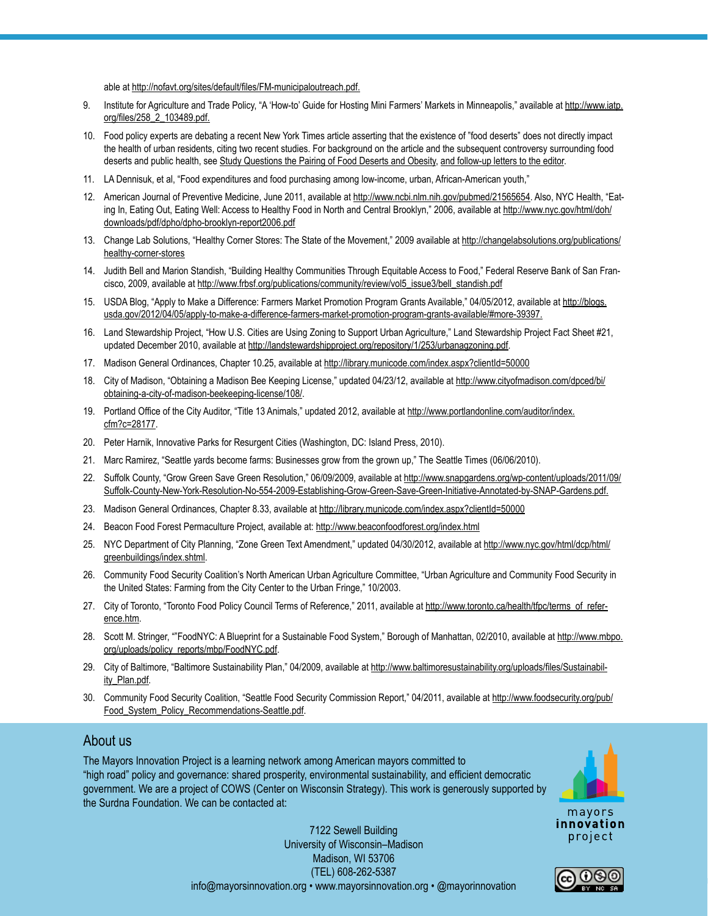able at http://nofavt.org/sites/default/files/FM-municipaloutreach.pdf.

9. Institute for Agriculture and Trade Policy, "A 'How-to' Guide for Hosting Mini Farmers' Markets in Minneapolis," available at http://www.iatp.org/files/258_2_103489.pdf.

10. Food policy experts are debating a recent New York Times article asserting that the existence of "food deserts" does not directly impact the health of urban residents, citing two recent studies. For background on the article and the subsequent controversy surrounding food deserts and public health, see Study Questions the Pairing of Food Deserts and Obesity, and follow-up letters to the editor.

11. LA Dennisuk, et al, "Food expenditures and food purchasing among low-income, urban, African-American youth,"

12. American Journal of Preventive Medicine, June 2011, available at http://www.ncbi.nlm.nih.gov/pubmed/21565654. Also, NYC Health, "Eating In, Eating Out, Eating Well: Access to Healthy Food in North and Central Brooklyn," 2006, available at http://www.nyc.gov/html/doh/downloads/pdf/dpho/dpho-brooklyn-report2006.pdf

13. Change Lab Solutions, "Healthy Corner Stores: The State of the Movement," 2009 available at http://changelabsolutions.org/publications/healthy-corner-stores

14. Judith Bell and Marion Standish, "Building Healthy Communities Through Equitable Access to Food," Federal Reserve Bank of San Francisco, 2009, available at http://www.frbsf.org/publications/community/review/vol5_issue3/bell_standish.pdf

15. USDA Blog, "Apply to Make a Difference: Farmers Market Promotion Program Grants Available," 04/05/2012, available at http://blogs.usda.gov/2012/04/05/apply-to-make-a-difference-farmers-market-promotion-program-grants-available/#more-39397.

16. Land Stewardship Project, "How U.S. Cities are Using Zoning to Support Urban Agriculture," Land Stewardship Project Fact Sheet #21, updated December 2010, available at http://landstewardshipproject.org/repository/1/253/urbanagzoning.pdf.

17. Madison General Ordinances, Chapter 10.25, available at http://library.municode.com/index.aspx?clientId=50000

18. City of Madison, "Obtaining a City of Madison Bee Keeping License," updated 04/23/12, available at http://www.cityofmadison.com/dpced/bi/obtaining-a-city-of-madison-beekeeping-license/108/.

19. Portland Office of the City Auditor, "Title 13 Animals," updated 2012, available at http://www.portlandonline.com/auditor/index.cfm?c=28177.

20. Peter Harnik, Innovative Parks for Resurgent Cities (Washington, DC: Island Press, 2010).

21. Marc Ramirez, "Seattle yards become farms: Businesses grow from the grown up," The Seattle Times (06/06/2010).

22. Suffolk County, "Grow Green Save Green Resolution," 06/09/2009, available at http://www.snapgardens.org/wp-content/uploads/2011/09/Suffolk-County-New-York-Resolution-No-554-2009-Establishing-Grow-Green-Save-Green-Initiative-Annotated-by-SNAP-Gardens.pdf.

23. Madison General Ordinances, Chapter 8.33, available at http://library.municode.com/index.aspx?clientId=50000

24. Beacon Food Forest Permaculture Project, available at: http://www.beaconfoodforest.org/index.html

25. NYC Department of City Planning, "Zone Green Text Amendment," updated 04/30/2012, available at http://www.nyc.gov/html/dcp/html/greenbuildings/index.shtml.

26. Community Food Security Coalition's North American Urban Agriculture Committee, "Urban Agriculture and Community Food Security in the United States: Farming from the City Center to the Urban Fringe," 10/2003.

27. City of Toronto, "Toronto Food Policy Council Terms of Reference," 2011, available at http://www.toronto.ca/health/tfpc/terms_of_reference.htm.

28. Scott M. Stringer, ""FoodNYC: A Blueprint for a Sustainable Food System," Borough of Manhattan, 02/2010, available at http://www.mbpo.org/uploads/policy_reports/mbp/FoodNYC.pdf.

29. City of Baltimore, "Baltimore Sustainability Plan," 04/2009, available at http://www.baltimoresustainability.org/uploads/files/Sustainability_Plan.pdf.

30. Community Food Security Coalition, "Seattle Food Security Commission Report," 04/2011, available at http://www.foodsecurity.org/pub/Food_System_Policy_Recommendations-Seattle.pdf.

## About us

The Mayors Innovation Project is a learning network among American mayors committed to "high road" policy and governance: shared prosperity, environmental sustainability, and efficient democratic government. We are a project of COWS (Center on Wisconsin Strategy). This work is generously supported by the Surdna Foundation. We can be contacted at:

7122 Sewell Building
University of Wisconsin–Madison
Madison, WI 53706
(TEL) 608-262-5387
info@mayorsinnovation.org • www.mayorsinnovation.org • @mayorinnovation

mayors innovation project